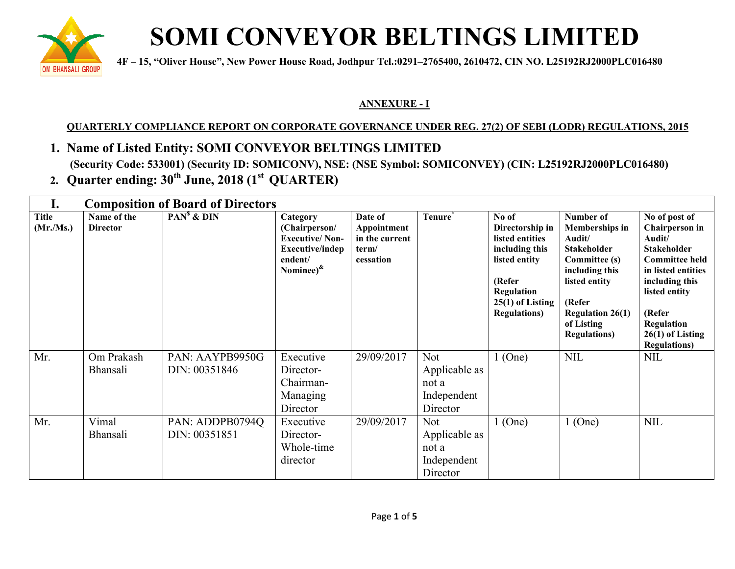# SOMI CONVEYOR BELTINGS LIMITED

**4F – 15, "Oliver House", New Power House Road, Jodhpur Tel.:0291–2765400, 2610472, CIN NO. L25192RJ2000PLC016480**

**ANNEXURE - I**

**QUARTERLY COMPLIANCE REPORT ON CORPORATE GOVERNANCE UNDER REG. 27(2) OF SEBI (LODR) REGULATIONS, 2015**

1. **Name of Listed Entity: SOMI CONVEYOR BELTINGS LIMITED**
   **(Security Code: 533001) (Security ID: SOMICONV), NSE: (NSE Symbol: SOMICONVEY) (CIN: L25192RJ2000PLC016480)**
2. **Quarter ending: 30th June, 2018 (1st QUARTER)**

## I. Composition of Board of Directors

| Title (Mr./Ms.) | Name of the Director | PAN$ & DIN | Category (Chairperson/ Executive/ Non-Executive/independent/ Nominee)& | Date of Appointment in the current term/ cessation | Tenure* | No of Directorship in listed entities including this listed entity (Refer Regulation 25(1) of Listing Regulations) | Number of Memberships in Audit/ Stakeholder Committee (s) including this listed entity (Refer Regulation 26(1) of Listing Regulations) | No of post of Chairperson in Audit/ Stakeholder Committee held in listed entities including this listed entity (Refer Regulation 26(1) of Listing Regulations) |
|---|---|---|---|---|---|---|---|---|
| Mr. | Om Prakash Bhansali | PAN: AAYPB9950G DIN: 00351846 | Executive Director- Chairman- Managing Director | 29/09/2017 | Not Applicable as not a Independent Director | 1 (One) | NIL | NIL |
| Mr. | Vimal Bhansali | PAN: ADDPB0794Q DIN: 00351851 | Executive Director- Whole-time director | 29/09/2017 | Not Applicable as not a Independent Director | 1 (One) | 1 (One) | NIL |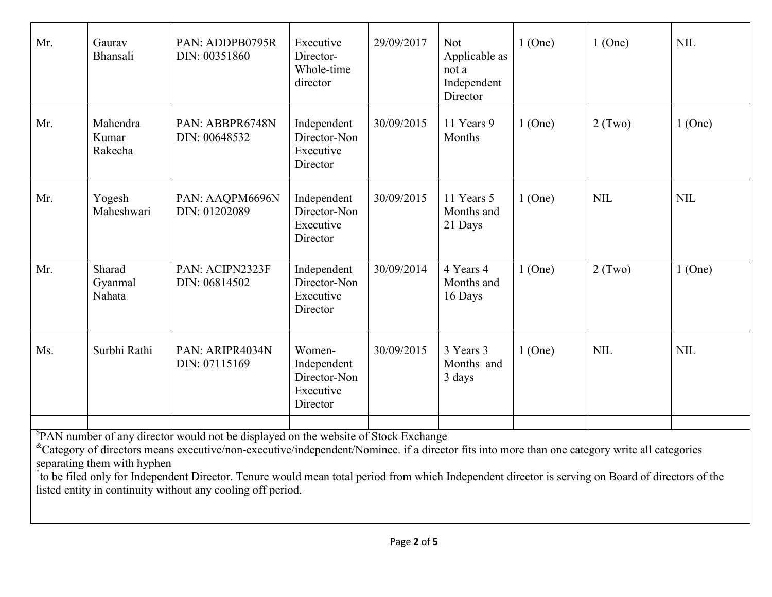| | | | | | | | | |
|---|---|---|---|---|---|---|---|---|
| Mr. | Gaurav Bhansali | PAN: ADDPB0795R DIN: 00351860 | Executive Director-Whole-time director | 29/09/2017 | Not Applicable as not a Independent Director | 1 (One) | 1 (One) | NIL |
| Mr. | Mahendra Kumar Rakecha | PAN: ABBPR6748N DIN: 00648532 | Independent Director-Non Executive Director | 30/09/2015 | 11 Years 9 Months | 1 (One) | 2 (Two) | 1 (One) |
| Mr. | Yogesh Maheshwari | PAN: AAQPM6696N DIN: 01202089 | Independent Director-Non Executive Director | 30/09/2015 | 11 Years 5 Months and 21 Days | 1 (One) | NIL | NIL |
| Mr. | Sharad Gyanmal Nahata | PAN: ACIPN2323F DIN: 06814502 | Independent Director-Non Executive Director | 30/09/2014 | 4 Years 4 Months and 16 Days | 1 (One) | 2 (Two) | 1 (One) |
| Ms. | Surbhi Rathi | PAN: ARIPR4034N DIN: 07115169 | Women-Independent Director-Non Executive Director | 30/09/2015 | 3 Years 3 Months and 3 days | 1 (One) | NIL | NIL |
| | | | | | | | | |

[$]PAN number of any director would not be displayed on the website of Stock Exchange

[&]Category of directors means executive/non-executive/independent/Nominee. if a director fits into more than one category write all categories separating them with hyphen

[*]to be filed only for Independent Director. Tenure would mean total period from which Independent director is serving on Board of directors of the listed entity in continuity without any cooling off period.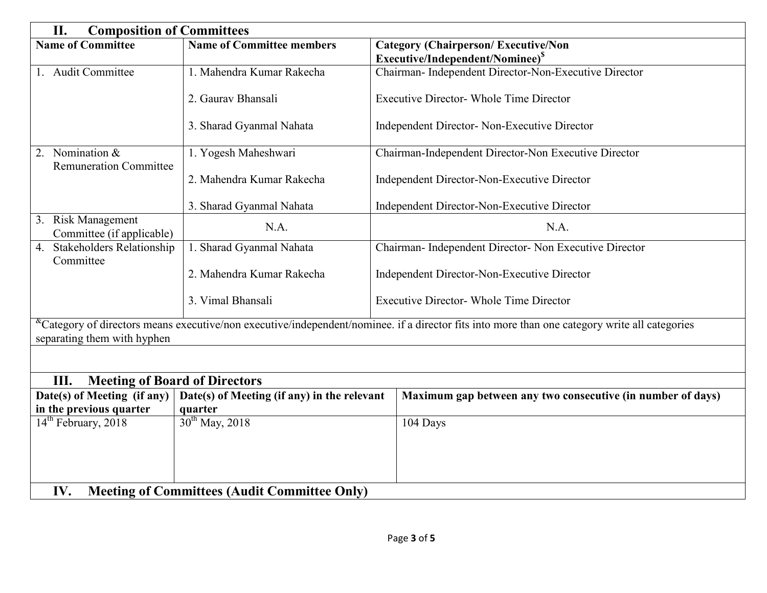## II. Composition of Committees

| Name of Committee | Name of Committee members | Category (Chairperson/ Executive/Non Executive/Independent/Nominee)[$] |
|---|---|---|
| 1. Audit Committee | 1. Mahendra Kumar Rakecha<br>2. Gaurav Bhansali<br>3. Sharad Gyanmal Nahata | Chairman- Independent Director-Non-Executive Director<br>Executive Director- Whole Time Director<br>Independent Director- Non-Executive Director |
| 2. Nomination & Remuneration Committee | 1. Yogesh Maheshwari<br>2. Mahendra Kumar Rakecha<br>3. Sharad Gyanmal Nahata | Chairman-Independent Director-Non Executive Director<br>Independent Director-Non-Executive Director<br>Independent Director-Non-Executive Director |
| 3. Risk Management Committee (if applicable) | N.A. | N.A. |
| 4. Stakeholders Relationship Committee | 1. Sharad Gyanmal Nahata<br>2. Mahendra Kumar Rakecha<br>3. Vimal Bhansali | Chairman- Independent Director- Non Executive Director<br>Independent Director-Non-Executive Director<br>Executive Director- Whole Time Director |

[&]Category of directors means executive/non executive/independent/nominee. if a director fits into more than one category write all categories separating them with hyphen

## III. Meeting of Board of Directors

| Date(s) of Meeting (if any) in the previous quarter | Date(s) of Meeting (if any) in the relevant quarter | Maximum gap between any two consecutive (in number of days) |
|---|---|---|
| 14th February, 2018 | 30th May, 2018 | 104 Days |

## IV. Meeting of Committees (Audit Committee Only)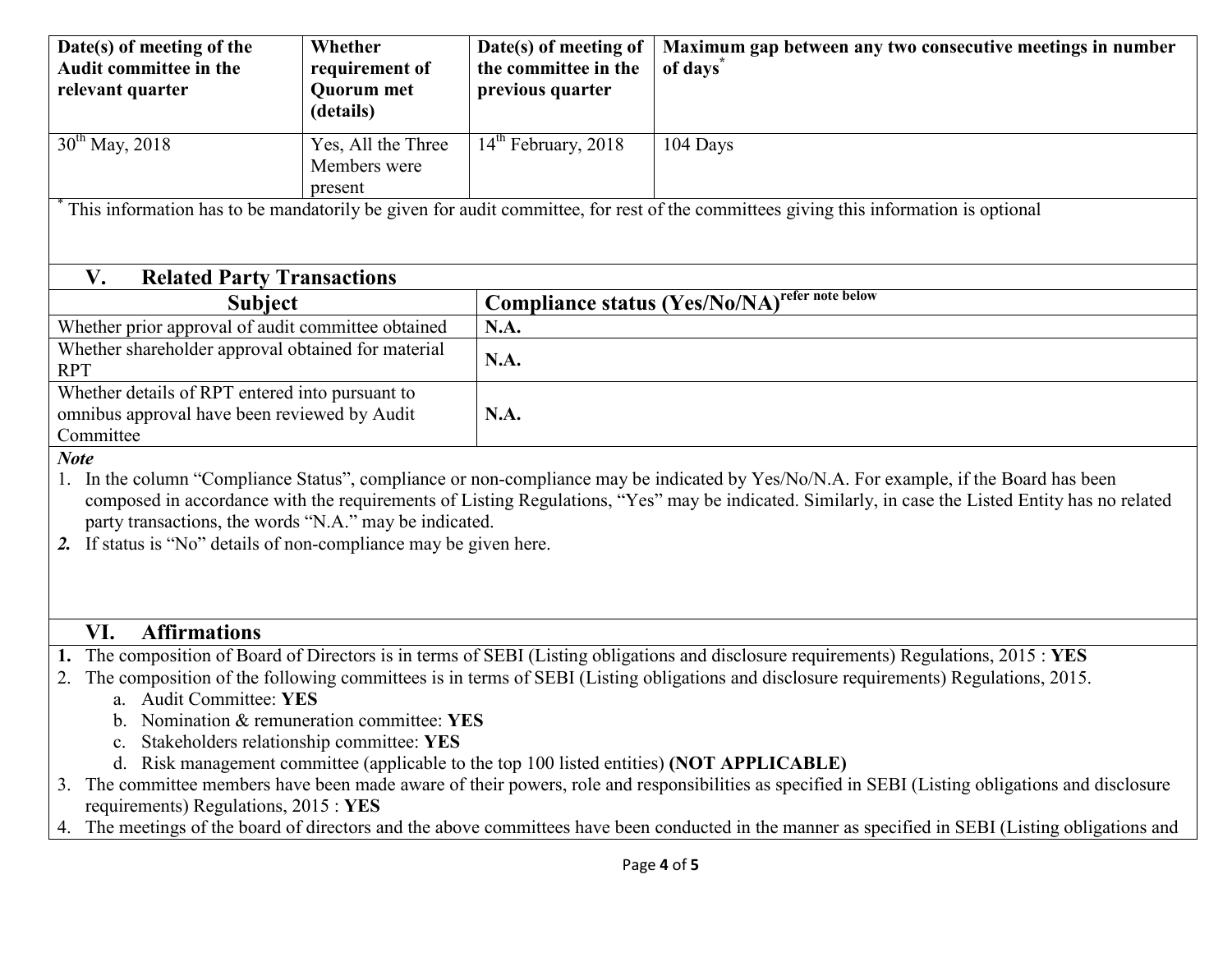| Date(s) of meeting of the Audit committee in the relevant quarter | Whether requirement of Quorum met (details) | Date(s) of meeting of the committee in the previous quarter | Maximum gap between any two consecutive meetings in number of days* |
|---|---|---|---|
| 30th May, 2018 | Yes, All the Three Members were present | 14th February, 2018 | 104 Days |

* This information has to be mandatorily be given for audit committee, for rest of the committees giving this information is optional

## V. Related Party Transactions

| Subject | Compliance status (Yes/No/NA) refer note below |
|---|---|
| Whether prior approval of audit committee obtained | **N.A.** |
| Whether shareholder approval obtained for material RPT | **N.A.** |
| Whether details of RPT entered into pursuant to omnibus approval have been reviewed by Audit Committee | **N.A.** |

***Note***

1. In the column "Compliance Status", compliance or non-compliance may be indicated by Yes/No/N.A. For example, if the Board has been composed in accordance with the requirements of Listing Regulations, "Yes" may be indicated. Similarly, in case the Listed Entity has no related party transactions, the words "N.A." may be indicated.
2. If status is "No" details of non-compliance may be given here.

## VI. Affirmations

1. The composition of Board of Directors is in terms of SEBI (Listing obligations and disclosure requirements) Regulations, 2015 : **YES**
2. The composition of the following committees is in terms of SEBI (Listing obligations and disclosure requirements) Regulations, 2015.
   a. Audit Committee: **YES**
   b. Nomination & remuneration committee: **YES**
   c. Stakeholders relationship committee: **YES**
   d. Risk management committee (applicable to the top 100 listed entities) **(NOT APPLICABLE)**
3. The committee members have been made aware of their powers, role and responsibilities as specified in SEBI (Listing obligations and disclosure requirements) Regulations, 2015 : **YES**
4. The meetings of the board of directors and the above committees have been conducted in the manner as specified in SEBI (Listing obligations and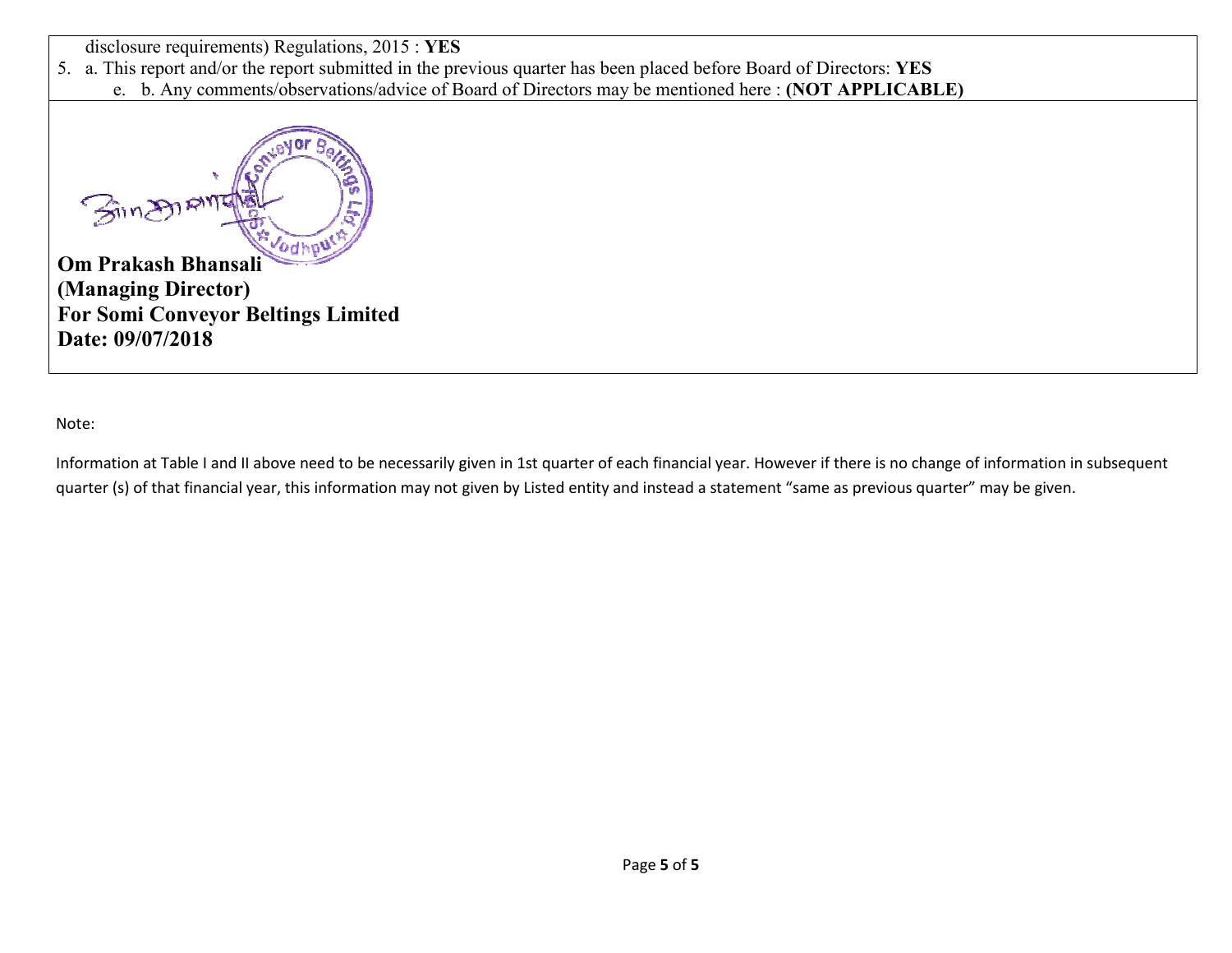disclosure requirements) Regulations, 2015 : **YES**

5. a. This report and/or the report submitted in the previous quarter has been placed before Board of Directors: **YES**
   e. b. Any comments/observations/advice of Board of Directors may be mentioned here : **(NOT APPLICABLE)**

**Om Prakash Bhansali**
**(Managing Director)**
**For Somi Conveyor Beltings Limited**
**Date: 09/07/2018**

Note:

Information at Table I and II above need to be necessarily given in 1st quarter of each financial year. However if there is no change of information in subsequent quarter (s) of that financial year, this information may not given by Listed entity and instead a statement "same as previous quarter" may be given.